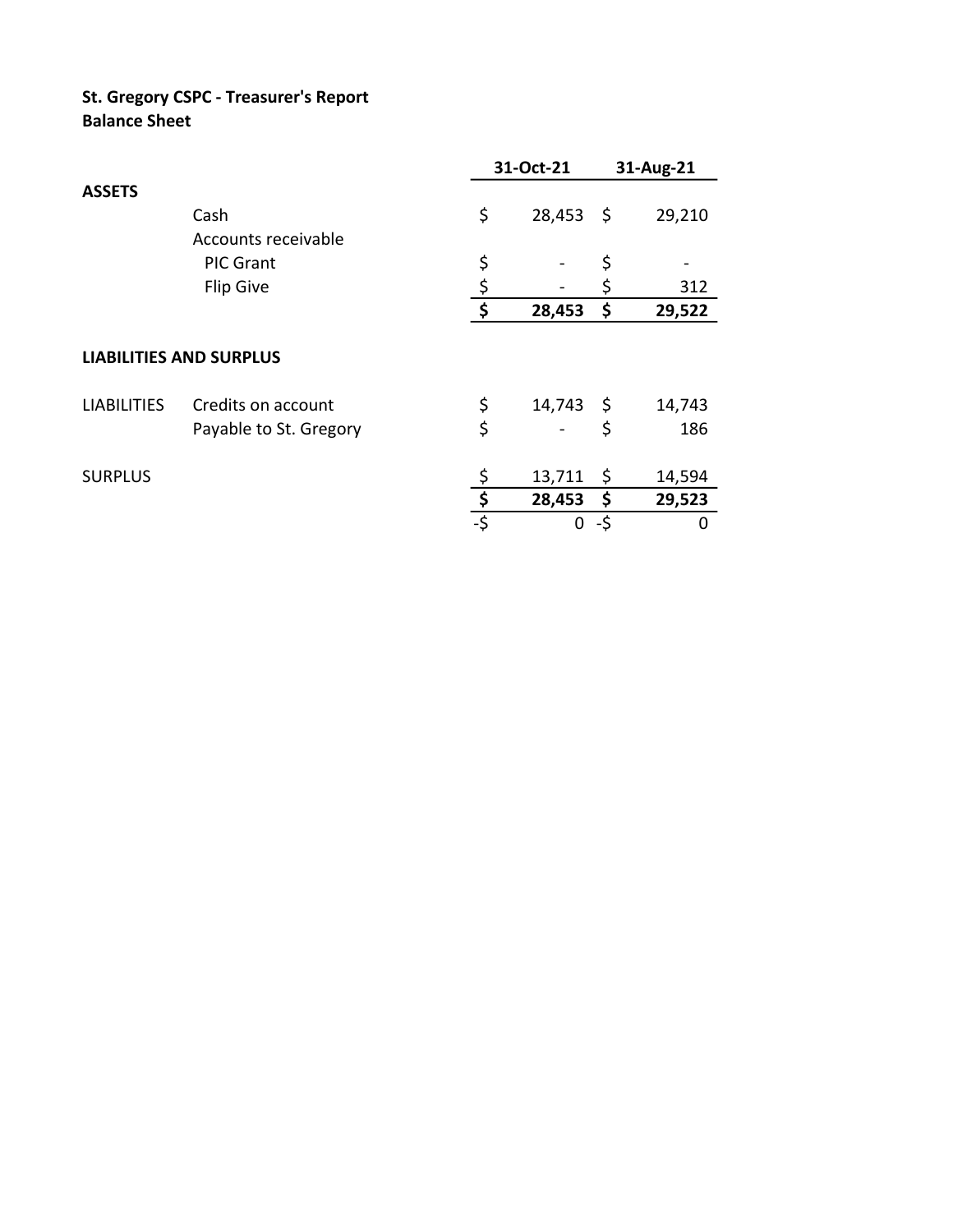**St. Gregory CSPC - Treasurer's Report**
**Balance Sheet**

| | | 31-Oct-21 | 31-Aug-21 |
|---|---|---|---|
| **ASSETS** | | | |
| | Cash | $ 28,453 | $ 29,210 |
| | Accounts receivable | | |
| | PIC Grant | $ - | $ - |
| | Flip Give | $ - | $ 312 |
| | | **$ 28,453** | **$ 29,522** |
| **LIABILITIES AND SURPLUS** | | | |
| LIABILITIES | Credits on account | $ 14,743 | $ 14,743 |
| | Payable to St. Gregory | $ - | $ 186 |
| SURPLUS | | $ 13,711 | $ 14,594 |
| | | **$ 28,453** | **$ 29,523** |
| | | -$ 0 | -$ 0 |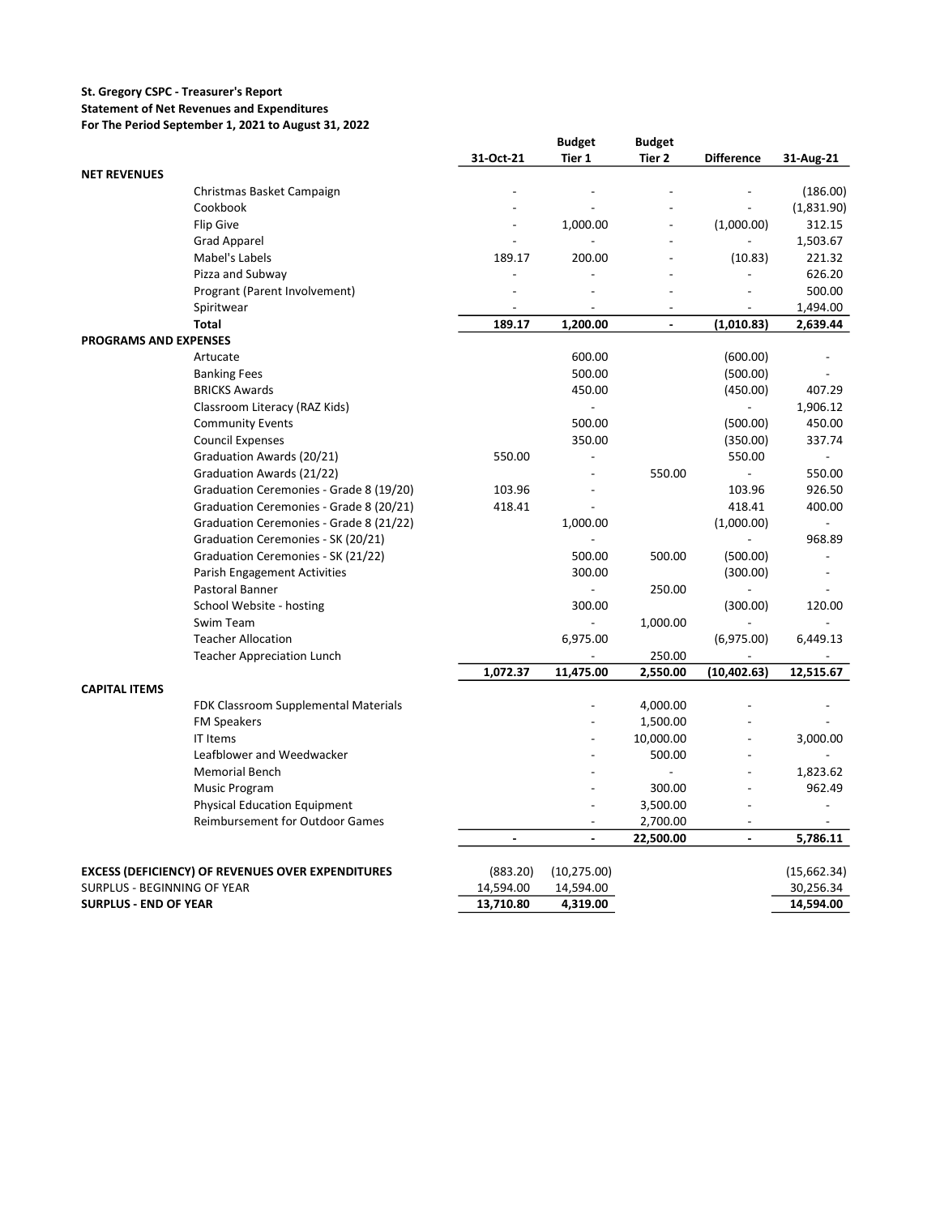**St. Gregory CSPC - Treasurer's Report**
**Statement of Net Revenues and Expenditures**
**For The Period September 1, 2021 to August 31, 2022**

| | | 31-Oct-21 | Budget Tier 1 | Budget Tier 2 | Difference | 31-Aug-21 |
|---|---|---|---|---|---|---|
| **NET REVENUES** | | | | | | |
| | Christmas Basket Campaign | - | - | - | - | (186.00) |
| | Cookbook | - | - | - | - | (1,831.90) |
| | Flip Give | - | 1,000.00 | - | (1,000.00) | 312.15 |
| | Grad Apparel | - | - | - | - | 1,503.67 |
| | Mabel's Labels | 189.17 | 200.00 | - | (10.83) | 221.32 |
| | Pizza and Subway | - | - | - | - | 626.20 |
| | Programt (Parent Involvement) | - | - | - | - | 500.00 |
| | Spiritwear | - | - | - | - | 1,494.00 |
| | **Total** | **189.17** | **1,200.00** | **-** | **(1,010.83)** | **2,639.44** |
| **PROGRAMS AND EXPENSES** | | | | | | |
| | Artucate | | 600.00 | | (600.00) | - |
| | Banking Fees | | 500.00 | | (500.00) | - |
| | BRICKS Awards | | 450.00 | | (450.00) | 407.29 |
| | Classroom Literacy (RAZ Kids) | | - | | - | 1,906.12 |
| | Community Events | | 500.00 | | (500.00) | 450.00 |
| | Council Expenses | | 350.00 | | (350.00) | 337.74 |
| | Graduation Awards (20/21) | 550.00 | - | | 550.00 | - |
| | Graduation Awards (21/22) | | - | 550.00 | - | 550.00 |
| | Graduation Ceremonies - Grade 8 (19/20) | 103.96 | - | | 103.96 | 926.50 |
| | Graduation Ceremonies - Grade 8 (20/21) | 418.41 | - | | 418.41 | 400.00 |
| | Graduation Ceremonies - Grade 8 (21/22) | | 1,000.00 | | (1,000.00) | - |
| | Graduation Ceremonies - SK (20/21) | | - | | - | 968.89 |
| | Graduation Ceremonies - SK (21/22) | | 500.00 | 500.00 | (500.00) | - |
| | Parish Engagement Activities | | 300.00 | | (300.00) | - |
| | Pastoral Banner | | - | 250.00 | - | - |
| | School Website - hosting | | 300.00 | | (300.00) | 120.00 |
| | Swim Team | | - | 1,000.00 | - | - |
| | Teacher Allocation | | 6,975.00 | | (6,975.00) | 6,449.13 |
| | Teacher Appreciation Lunch | | - | 250.00 | - | - |
| | | **1,072.37** | **11,475.00** | **2,550.00** | **(10,402.63)** | **12,515.67** |
| **CAPITAL ITEMS** | | | | | | |
| | FDK Classroom Supplemental Materials | | - | 4,000.00 | - | - |
| | FM Speakers | | - | 1,500.00 | - | - |
| | IT Items | | - | 10,000.00 | - | 3,000.00 |
| | Leafblower and Weedwacker | | - | 500.00 | - | - |
| | Memorial Bench | | - | - | - | 1,823.62 |
| | Music Program | | - | 300.00 | - | 962.49 |
| | Physical Education Equipment | | - | 3,500.00 | - | - |
| | Reimbursement for Outdoor Games | | - | 2,700.00 | - | - |
| | | **-** | **-** | **22,500.00** | **-** | **5,786.11** |
| **EXCESS (DEFICIENCY) OF REVENUES OVER EXPENDITURES** | | (883.20) | (10,275.00) | | | (15,662.34) |
| SURPLUS - BEGINNING OF YEAR | | 14,594.00 | 14,594.00 | | | 30,256.34 |
| **SURPLUS - END OF YEAR** | | **13,710.80** | **4,319.00** | | | **14,594.00** |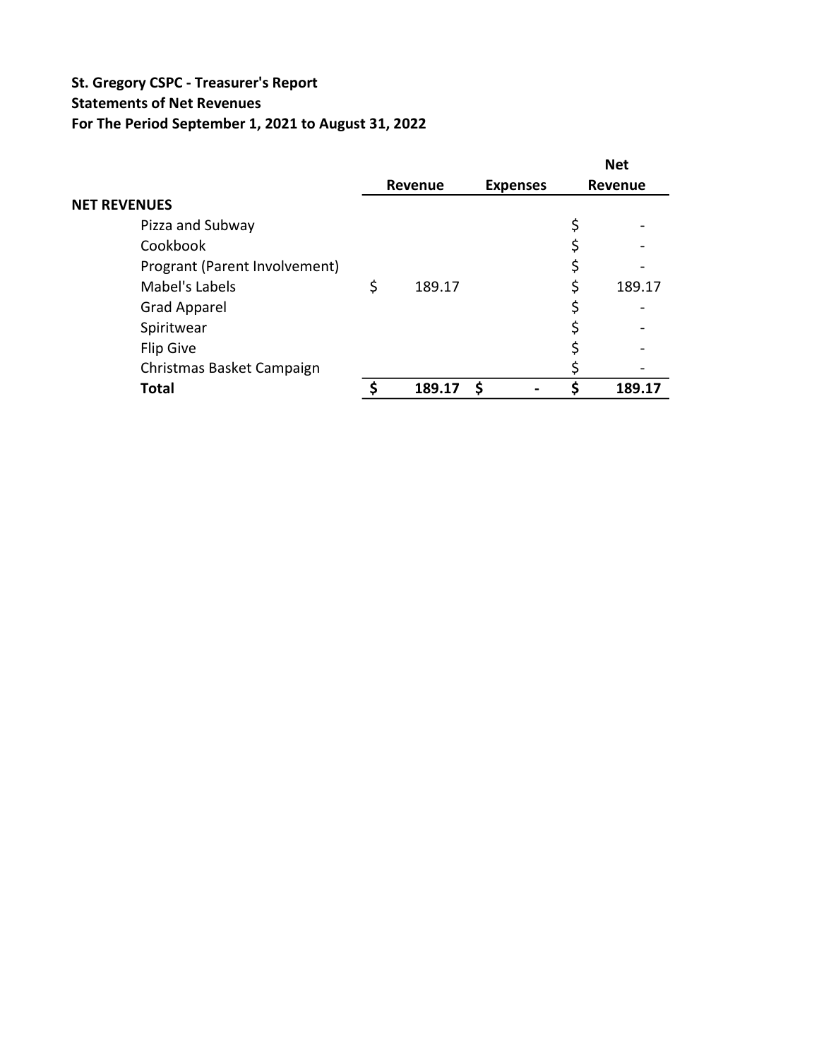**St. Gregory CSPC - Treasurer's Report**
**Statements of Net Revenues**
**For The Period September 1, 2021 to August 31, 2022**

| | Revenue | Expenses | Net Revenue |
|---|---|---|---|
| **NET REVENUES** | | | |
| Pizza and Subway | | | $ - |
| Cookbook | | | $ - |
| Progrant (Parent Involvement) | | | $ - |
| Mabel's Labels | $ 189.17 | | $ 189.17 |
| Grad Apparel | | | $ - |
| Spiritwear | | | $ - |
| Flip Give | | | $ - |
| Christmas Basket Campaign | | | $ - |
| **Total** | **$ 189.17** | **$ -** | **$ 189.17** |